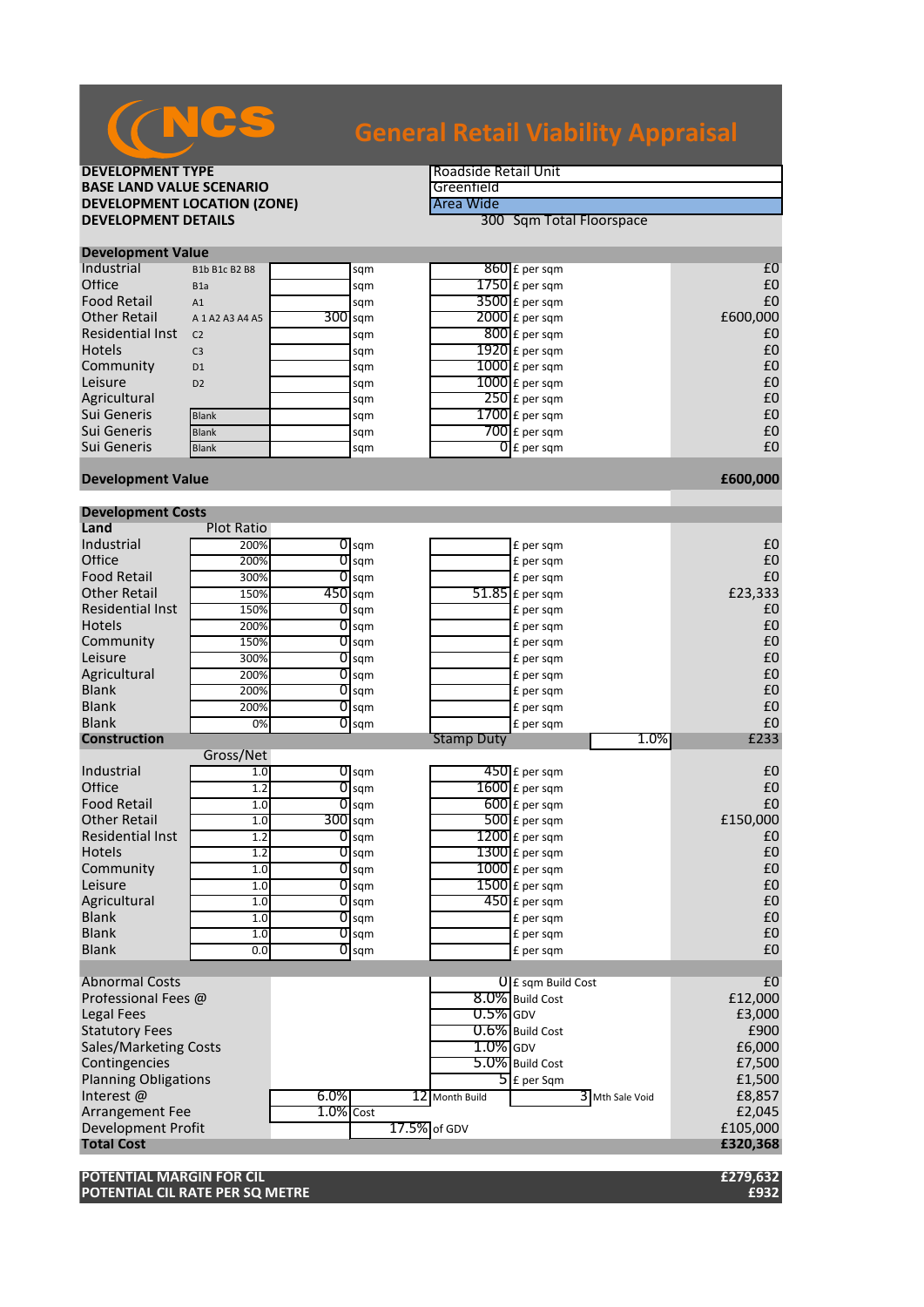# NCS

## General Retail Viability Appraisal

| | |
|---|---|
| **DEVELOPMENT TYPE** | Roadside Retail Unit |
| **BASE LAND VALUE SCENARIO** | Greenfield |
| **DEVELOPMENT LOCATION (ZONE)** | Area Wide |
| **DEVELOPMENT DETAILS** | 300 Sqm Total Floorspace |

### Development Value

| | | | | | | |
|---|---|---|---|---|---|---|
| Industrial | B1b B1c B2 B8 | | sqm | 860 | £ per sqm | £0 |
| Office | B1a | | sqm | 1750 | £ per sqm | £0 |
| Food Retail | A1 | | sqm | 3500 | £ per sqm | £0 |
| Other Retail | A 1 A2 A3 A4 A5 | 300 | sqm | 2000 | £ per sqm | £600,000 |
| Residential Inst | C2 | | sqm | 800 | £ per sqm | £0 |
| Hotels | C3 | | sqm | 1920 | £ per sqm | £0 |
| Community | D1 | | sqm | 1000 | £ per sqm | £0 |
| Leisure | D2 | | sqm | 1000 | £ per sqm | £0 |
| Agricultural | | | sqm | 250 | £ per sqm | £0 |
| Sui Generis | Blank | | sqm | 1700 | £ per sqm | £0 |
| Sui Generis | Blank | | sqm | 700 | £ per sqm | £0 |
| Sui Generis | Blank | | sqm | 0 | £ per sqm | £0 |
| **Development Value** | | | | | | **£600,000** |

### Development Costs

| | | | | | | | |
|---|---|---|---|---|---|---|---|
| **Land** | Plot Ratio | | | | | | |
| Industrial | 200% | 0 | sqm | | £ per sqm | | £0 |
| Office | 200% | 0 | sqm | | £ per sqm | | £0 |
| Food Retail | 300% | 0 | sqm | | £ per sqm | | £0 |
| Other Retail | 150% | 450 | sqm | 51.85 | £ per sqm | | £23,333 |
| Residential Inst | 150% | 0 | sqm | | £ per sqm | | £0 |
| Hotels | 200% | 0 | sqm | | £ per sqm | | £0 |
| Community | 150% | 0 | sqm | | £ per sqm | | £0 |
| Leisure | 300% | 0 | sqm | | £ per sqm | | £0 |
| Agricultural | 200% | 0 | sqm | | £ per sqm | | £0 |
| Blank | 200% | 0 | sqm | | £ per sqm | | £0 |
| Blank | 200% | 0 | sqm | | £ per sqm | | £0 |
| Blank | 0% | 0 | sqm | | £ per sqm | | £0 |
| **Construction** | | | | Stamp Duty | | 1.0% | £233 |
| | Gross/Net | | | | | | |
| Industrial | 1.0 | 0 | sqm | 450 | £ per sqm | | £0 |
| Office | 1.2 | 0 | sqm | 1600 | £ per sqm | | £0 |
| Food Retail | 1.0 | 0 | sqm | 600 | £ per sqm | | £0 |
| Other Retail | 1.0 | 300 | sqm | 500 | £ per sqm | | £150,000 |
| Residential Inst | 1.2 | 0 | sqm | 1200 | £ per sqm | | £0 |
| Hotels | 1.2 | 0 | sqm | 1300 | £ per sqm | | £0 |
| Community | 1.0 | 0 | sqm | 1000 | £ per sqm | | £0 |
| Leisure | 1.0 | 0 | sqm | 1500 | £ per sqm | | £0 |
| Agricultural | 1.0 | 0 | sqm | 450 | £ per sqm | | £0 |
| Blank | 1.0 | 0 | sqm | | £ per sqm | | £0 |
| Blank | 1.0 | 0 | sqm | | £ per sqm | | £0 |
| Blank | 0.0 | 0 | sqm | | £ per sqm | | £0 |

| | | | | | | |
|---|---|---|---|---|---|---|
| Abnormal Costs | | | 0 | £ sqm Build Cost | | £0 |
| Professional Fees @ | | | 8.0% | Build Cost | | £12,000 |
| Legal Fees | | | 0.5% | GDV | | £3,000 |
| Statutory Fees | | | 0.6% | Build Cost | | £900 |
| Sales/Marketing Costs | | | 1.0% | GDV | | £6,000 |
| Contingencies | | | 5.0% | Build Cost | | £7,500 |
| Planning Obligations | | | 5 | £ per Sqm | | £1,500 |
| Interest @ | 6.0% | 12 | Month Build | 3 | Mth Sale Void | £8,857 |
| Arrangement Fee | 1.0% | Cost | | | | £2,045 |
| Development Profit | | 17.5% | of GDV | | | £105,000 |
| **Total Cost** | | | | | | **£320,368** |

| | |
|---|---|
| **POTENTIAL MARGIN FOR CIL** | **£279,632** |
| **POTENTIAL CIL RATE PER SQ METRE** | **£932** |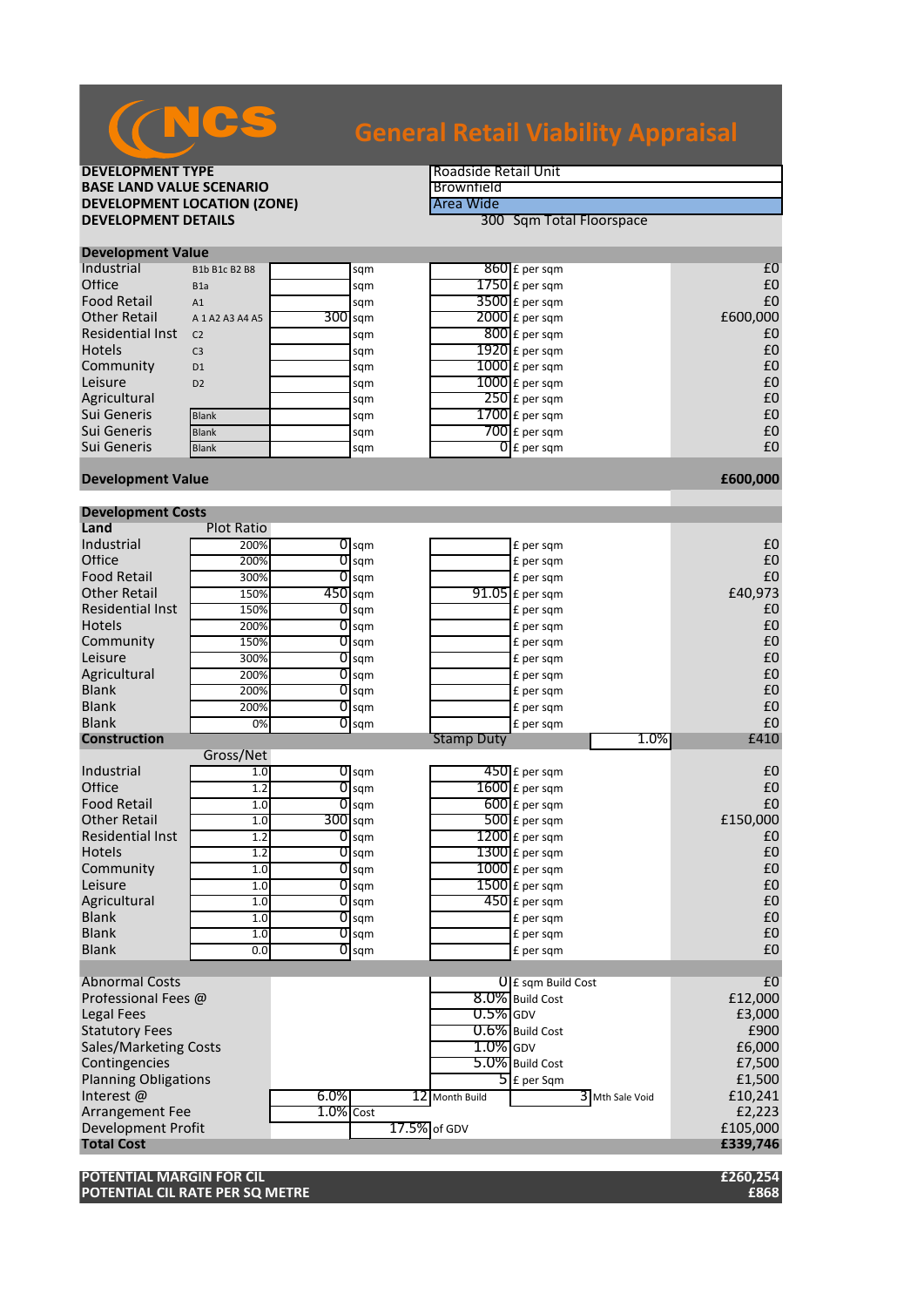# NCS General Retail Viability Appraisal

| | |
|---|---|
| **DEVELOPMENT TYPE** | Roadside Retail Unit |
| **BASE LAND VALUE SCENARIO** | Brownfield |
| **DEVELOPMENT LOCATION (ZONE)** | Area Wide |
| **DEVELOPMENT DETAILS** | 300 Sqm Total Floorspace |

## Development Value

| | Use Class | Area | | Rate | | Value |
|---|---|---|---|---|---|---|
| Industrial | B1b B1c B2 B8 | | sqm | 860 | £ per sqm | £0 |
| Office | B1a | | sqm | 1750 | £ per sqm | £0 |
| Food Retail | A1 | | sqm | 3500 | £ per sqm | £0 |
| Other Retail | A 1 A2 A3 A4 A5 | 300 | sqm | 2000 | £ per sqm | £600,000 |
| Residential Inst | C2 | | sqm | 800 | £ per sqm | £0 |
| Hotels | C3 | | sqm | 1920 | £ per sqm | £0 |
| Community | D1 | | sqm | 1000 | £ per sqm | £0 |
| Leisure | D2 | | sqm | 1000 | £ per sqm | £0 |
| Agricultural | | | sqm | 250 | £ per sqm | £0 |
| Sui Generis | Blank | | sqm | 1700 | £ per sqm | £0 |
| Sui Generis | Blank | | sqm | 700 | £ per sqm | £0 |
| Sui Generis | Blank | | sqm | 0 | £ per sqm | £0 |
| **Development Value** | | | | | | **£600,000** |

## Development Costs

| Land | Plot Ratio | Area | | Rate | | Cost |
|---|---|---|---|---|---|---|
| Industrial | 200% | 0 | sqm | | £ per sqm | £0 |
| Office | 200% | 0 | sqm | | £ per sqm | £0 |
| Food Retail | 300% | 0 | sqm | | £ per sqm | £0 |
| Other Retail | 150% | 450 | sqm | 91.05 | £ per sqm | £40,973 |
| Residential Inst | 150% | 0 | sqm | | £ per sqm | £0 |
| Hotels | 200% | 0 | sqm | | £ per sqm | £0 |
| Community | 150% | 0 | sqm | | £ per sqm | £0 |
| Leisure | 300% | 0 | sqm | | £ per sqm | £0 |
| Agricultural | 200% | 0 | sqm | | £ per sqm | £0 |
| Blank | 200% | 0 | sqm | | £ per sqm | £0 |
| Blank | 200% | 0 | sqm | | £ per sqm | £0 |
| Blank | 0% | 0 | sqm | | £ per sqm | £0 |
| **Construction** | | | | Stamp Duty | 1.0% | £410 |

| Construction | Gross/Net | Area | | Rate | | Cost |
|---|---|---|---|---|---|---|
| Industrial | 1.0 | 0 | sqm | 450 | £ per sqm | £0 |
| Office | 1.2 | 0 | sqm | 1600 | £ per sqm | £0 |
| Food Retail | 1.0 | 0 | sqm | 600 | £ per sqm | £0 |
| Other Retail | 1.0 | 300 | sqm | 500 | £ per sqm | £150,000 |
| Residential Inst | 1.2 | 0 | sqm | 1200 | £ per sqm | £0 |
| Hotels | 1.2 | 0 | sqm | 1300 | £ per sqm | £0 |
| Community | 1.0 | 0 | sqm | 1000 | £ per sqm | £0 |
| Leisure | 1.0 | 0 | sqm | 1500 | £ per sqm | £0 |
| Agricultural | 1.0 | 0 | sqm | 450 | £ per sqm | £0 |
| Blank | 1.0 | 0 | sqm | | £ per sqm | £0 |
| Blank | 1.0 | 0 | sqm | | £ per sqm | £0 |
| Blank | 0.0 | 0 | sqm | | £ per sqm | £0 |

| | | | | | |
|---|---|---|---|---|---|
| Abnormal Costs | | | 0 | £ sqm Build Cost | £0 |
| Professional Fees @ | | | 8.0% | Build Cost | £12,000 |
| Legal Fees | | | 0.5% | GDV | £3,000 |
| Statutory Fees | | | 0.6% | Build Cost | £900 |
| Sales/Marketing Costs | | | 1.0% | GDV | £6,000 |
| Contingencies | | | 5.0% | Build Cost | £7,500 |
| Planning Obligations | | | 5 | £ per Sqm | £1,500 |
| Interest @ | 6.0% | 12 Month Build | | 3 Mth Sale Void | £10,241 |
| Arrangement Fee | 1.0% Cost | | | | £2,223 |
| Development Profit | | 17.5% of GDV | | | £105,000 |
| **Total Cost** | | | | | **£339,746** |

| | |
|---|---|
| **POTENTIAL MARGIN FOR CIL** | **£260,254** |
| **POTENTIAL CIL RATE PER SQ METRE** | **£868** |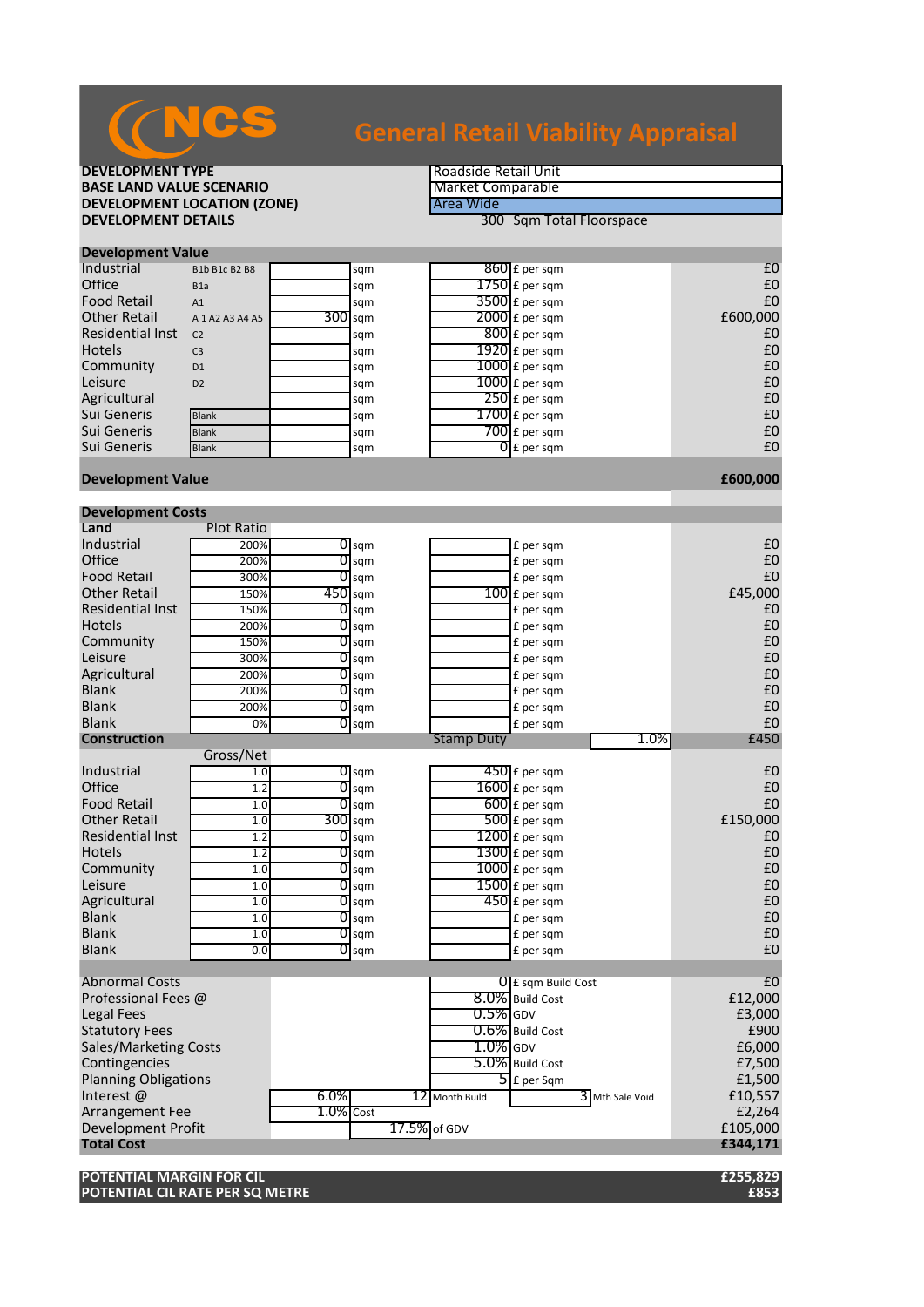# NCS General Retail Viability Appraisal

| | |
|---|---|
| **DEVELOPMENT TYPE** | Roadside Retail Unit |
| **BASE LAND VALUE SCENARIO** | Market Comparable |
| **DEVELOPMENT LOCATION (ZONE)** | Area Wide |
| **DEVELOPMENT DETAILS** | 300 Sqm Total Floorspace |

## Development Value

| | | | | | | |
|---|---|---|---|---|---|---|
| Industrial | B1b B1c B2 B8 | | sqm | 860 | £ per sqm | £0 |
| Office | B1a | | sqm | 1750 | £ per sqm | £0 |
| Food Retail | A1 | | sqm | 3500 | £ per sqm | £0 |
| Other Retail | A 1 A2 A3 A4 A5 | 300 | sqm | 2000 | £ per sqm | £600,000 |
| Residential Inst | C2 | | sqm | 800 | £ per sqm | £0 |
| Hotels | C3 | | sqm | 1920 | £ per sqm | £0 |
| Community | D1 | | sqm | 1000 | £ per sqm | £0 |
| Leisure | D2 | | sqm | 1000 | £ per sqm | £0 |
| Agricultural | | | sqm | 250 | £ per sqm | £0 |
| Sui Generis | Blank | | sqm | 1700 | £ per sqm | £0 |
| Sui Generis | Blank | | sqm | 700 | £ per sqm | £0 |
| Sui Generis | Blank | | sqm | 0 | £ per sqm | £0 |

**Development Value** **£600,000**

## Development Costs

| **Land** | Plot Ratio | | | | | |
|---|---|---|---|---|---|---|
| Industrial | 200% | 0 | sqm | | £ per sqm | £0 |
| Office | 200% | 0 | sqm | | £ per sqm | £0 |
| Food Retail | 300% | 0 | sqm | | £ per sqm | £0 |
| Other Retail | 150% | 450 | sqm | 100 | £ per sqm | £45,000 |
| Residential Inst | 150% | 0 | sqm | | £ per sqm | £0 |
| Hotels | 200% | 0 | sqm | | £ per sqm | £0 |
| Community | 150% | 0 | sqm | | £ per sqm | £0 |
| Leisure | 300% | 0 | sqm | | £ per sqm | £0 |
| Agricultural | 200% | 0 | sqm | | £ per sqm | £0 |
| Blank | 200% | 0 | sqm | | £ per sqm | £0 |
| Blank | 200% | 0 | sqm | | £ per sqm | £0 |
| Blank | 0% | 0 | sqm | | £ per sqm | £0 |
| **Construction** | | | | Stamp Duty | 1.0% | £450 |

| | Gross/Net | | | | | |
|---|---|---|---|---|---|---|
| Industrial | 1.0 | 0 | sqm | 450 | £ per sqm | £0 |
| Office | 1.2 | 0 | sqm | 1600 | £ per sqm | £0 |
| Food Retail | 1.0 | 0 | sqm | 600 | £ per sqm | £0 |
| Other Retail | 1.0 | 300 | sqm | 500 | £ per sqm | £150,000 |
| Residential Inst | 1.2 | 0 | sqm | 1200 | £ per sqm | £0 |
| Hotels | 1.2 | 0 | sqm | 1300 | £ per sqm | £0 |
| Community | 1.0 | 0 | sqm | 1000 | £ per sqm | £0 |
| Leisure | 1.0 | 0 | sqm | 1500 | £ per sqm | £0 |
| Agricultural | 1.0 | 0 | sqm | 450 | £ per sqm | £0 |
| Blank | 1.0 | 0 | sqm | | £ per sqm | £0 |
| Blank | 1.0 | 0 | sqm | | £ per sqm | £0 |
| Blank | 0.0 | 0 | sqm | | £ per sqm | £0 |

| | | | | |
|---|---|---|---|---|
| Abnormal Costs | | 0 | £ sqm Build Cost | £0 |
| Professional Fees @ | | 8.0% | Build Cost | £12,000 |
| Legal Fees | | 0.5% | GDV | £3,000 |
| Statutory Fees | | 0.6% | Build Cost | £900 |
| Sales/Marketing Costs | | 1.0% | GDV | £6,000 |
| Contingencies | | 5.0% | Build Cost | £7,500 |
| Planning Obligations | | 5 | £ per Sqm | £1,500 |
| Interest @ | 6.0% | 12 Month Build | 3 Mth Sale Void | £10,557 |
| Arrangement Fee | 1.0% Cost | | | £2,264 |
| Development Profit | | 17.5% | of GDV | £105,000 |
| **Total Cost** | | | | **£344,171** |

| | |
|---|---|
| **POTENTIAL MARGIN FOR CIL** | **£255,829** |
| **POTENTIAL CIL RATE PER SQ METRE** | **£853** |